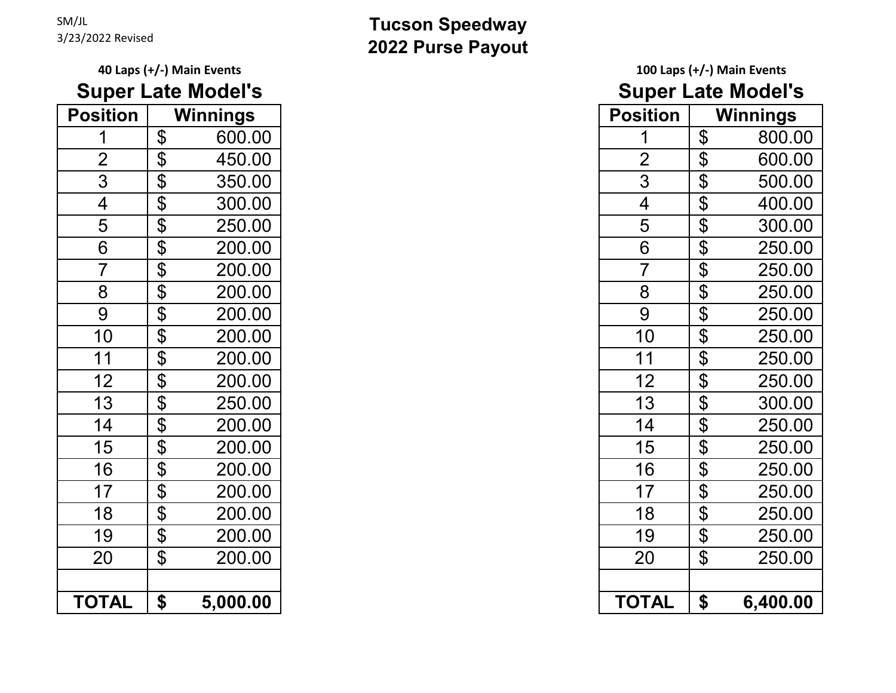SM/JL
3/23/2022 Revised

# Tucson Speedway
# 2022 Purse Payout

**40 Laps (+/-) Main Events**

## Super Late Model's

| Position | Winnings |
|---|---|
| 1 | $ 600.00 |
| 2 | $ 450.00 |
| 3 | $ 350.00 |
| 4 | $ 300.00 |
| 5 | $ 250.00 |
| 6 | $ 200.00 |
| 7 | $ 200.00 |
| 8 | $ 200.00 |
| 9 | $ 200.00 |
| 10 | $ 200.00 |
| 11 | $ 200.00 |
| 12 | $ 200.00 |
| 13 | $ 250.00 |
| 14 | $ 200.00 |
| 15 | $ 200.00 |
| 16 | $ 200.00 |
| 17 | $ 200.00 |
| 18 | $ 200.00 |
| 19 | $ 200.00 |
| 20 | $ 200.00 |
| | |
| **TOTAL** | **$ 5,000.00** |

**100 Laps (+/-) Main Events**

## Super Late Model's

| Position | Winnings |
|---|---|
| 1 | $ 800.00 |
| 2 | $ 600.00 |
| 3 | $ 500.00 |
| 4 | $ 400.00 |
| 5 | $ 300.00 |
| 6 | $ 250.00 |
| 7 | $ 250.00 |
| 8 | $ 250.00 |
| 9 | $ 250.00 |
| 10 | $ 250.00 |
| 11 | $ 250.00 |
| 12 | $ 250.00 |
| 13 | $ 300.00 |
| 14 | $ 250.00 |
| 15 | $ 250.00 |
| 16 | $ 250.00 |
| 17 | $ 250.00 |
| 18 | $ 250.00 |
| 19 | $ 250.00 |
| 20 | $ 250.00 |
| | |
| **TOTAL** | **$ 6,400.00** |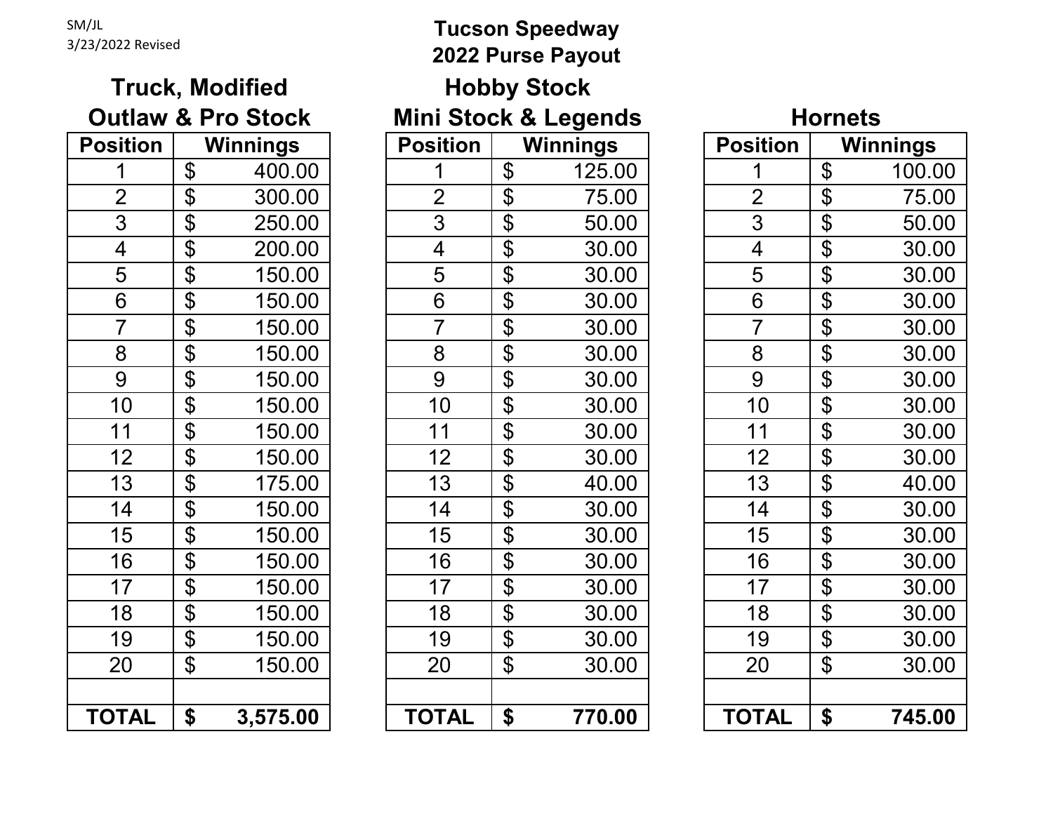SM/JL
3/23/2022 Revised

# Tucson Speedway
# 2022 Purse Payout

## Truck, Modified Outlaw & Pro Stock

| Position | Winnings |
| --- | --- |
| 1 | $ 400.00 |
| 2 | $ 300.00 |
| 3 | $ 250.00 |
| 4 | $ 200.00 |
| 5 | $ 150.00 |
| 6 | $ 150.00 |
| 7 | $ 150.00 |
| 8 | $ 150.00 |
| 9 | $ 150.00 |
| 10 | $ 150.00 |
| 11 | $ 150.00 |
| 12 | $ 150.00 |
| 13 | $ 175.00 |
| 14 | $ 150.00 |
| 15 | $ 150.00 |
| 16 | $ 150.00 |
| 17 | $ 150.00 |
| 18 | $ 150.00 |
| 19 | $ 150.00 |
| 20 | $ 150.00 |
| | |
| **TOTAL** | **$ 3,575.00** |

## Hobby Stock Mini Stock & Legends

| Position | Winnings |
| --- | --- |
| 1 | $ 125.00 |
| 2 | $ 75.00 |
| 3 | $ 50.00 |
| 4 | $ 30.00 |
| 5 | $ 30.00 |
| 6 | $ 30.00 |
| 7 | $ 30.00 |
| 8 | $ 30.00 |
| 9 | $ 30.00 |
| 10 | $ 30.00 |
| 11 | $ 30.00 |
| 12 | $ 30.00 |
| 13 | $ 40.00 |
| 14 | $ 30.00 |
| 15 | $ 30.00 |
| 16 | $ 30.00 |
| 17 | $ 30.00 |
| 18 | $ 30.00 |
| 19 | $ 30.00 |
| 20 | $ 30.00 |
| | |
| **TOTAL** | **$ 770.00** |

## Hornets

| Position | Winnings |
| --- | --- |
| 1 | $ 100.00 |
| 2 | $ 75.00 |
| 3 | $ 50.00 |
| 4 | $ 30.00 |
| 5 | $ 30.00 |
| 6 | $ 30.00 |
| 7 | $ 30.00 |
| 8 | $ 30.00 |
| 9 | $ 30.00 |
| 10 | $ 30.00 |
| 11 | $ 30.00 |
| 12 | $ 30.00 |
| 13 | $ 40.00 |
| 14 | $ 30.00 |
| 15 | $ 30.00 |
| 16 | $ 30.00 |
| 17 | $ 30.00 |
| 18 | $ 30.00 |
| 19 | $ 30.00 |
| 20 | $ 30.00 |
| | |
| **TOTAL** | **$ 745.00** |